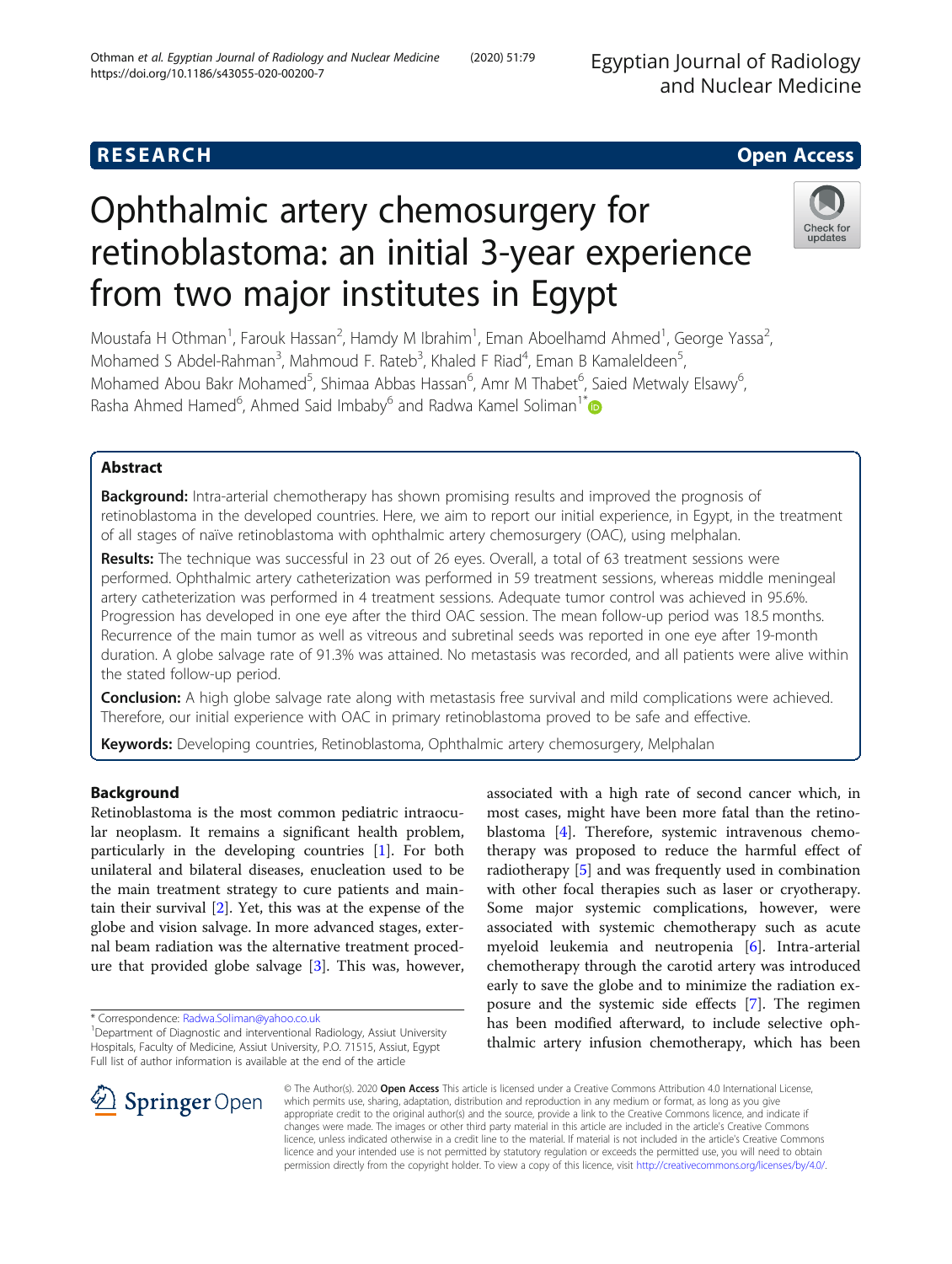RESEARCH

Open Access

# Ophthalmic artery chemosurgery for retinoblastoma: an initial 3-year experience from two major institutes in Egypt

Moustafa H Othman[1], Farouk Hassan[2], Hamdy M Ibrahim[1], Eman Aboelhamd Ahmed[1], George Yassa[2], Mohamed S Abdel-Rahman[3], Mahmoud F. Rateb[3], Khaled F Riad[4], Eman B Kamaleldeen[5], Mohamed Abou Bakr Mohamed[5], Shimaa Abbas Hassan[6], Amr M Thabet[6], Saied Metwaly Elsawy[6], Rasha Ahmed Hamed[6], Ahmed Said Imbaby[6] and Radwa Kamel Soliman[1*]

## Abstract

**Background:** Intra-arterial chemotherapy has shown promising results and improved the prognosis of retinoblastoma in the developed countries. Here, we aim to report our initial experience, in Egypt, in the treatment of all stages of naïve retinoblastoma with ophthalmic artery chemosurgery (OAC), using melphalan.

**Results:** The technique was successful in 23 out of 26 eyes. Overall, a total of 63 treatment sessions were performed. Ophthalmic artery catheterization was performed in 59 treatment sessions, whereas middle meningeal artery catheterization was performed in 4 treatment sessions. Adequate tumor control was achieved in 95.6%. Progression has developed in one eye after the third OAC session. The mean follow-up period was 18.5 months. Recurrence of the main tumor as well as vitreous and subretinal seeds was reported in one eye after 19-month duration. A globe salvage rate of 91.3% was attained. No metastasis was recorded, and all patients were alive within the stated follow-up period.

**Conclusion:** A high globe salvage rate along with metastasis free survival and mild complications were achieved. Therefore, our initial experience with OAC in primary retinoblastoma proved to be safe and effective.

**Keywords:** Developing countries, Retinoblastoma, Ophthalmic artery chemosurgery, Melphalan

## Background

Retinoblastoma is the most common pediatric intraocular neoplasm. It remains a significant health problem, particularly in the developing countries [1]. For both unilateral and bilateral diseases, enucleation used to be the main treatment strategy to cure patients and maintain their survival [2]. Yet, this was at the expense of the globe and vision salvage. In more advanced stages, external beam radiation was the alternative treatment procedure that provided globe salvage [3]. This was, however, associated with a high rate of second cancer which, in most cases, might have been more fatal than the retinoblastoma [4]. Therefore, systemic intravenous chemotherapy was proposed to reduce the harmful effect of radiotherapy [5] and was frequently used in combination with other focal therapies such as laser or cryotherapy. Some major systemic complications, however, were associated with systemic chemotherapy such as acute myeloid leukemia and neutropenia [6]. Intra-arterial chemotherapy through the carotid artery was introduced early to save the globe and to minimize the radiation exposure and the systemic side effects [7]. The regimen has been modified afterward, to include selective ophthalmic artery infusion chemotherapy, which has been

* Correspondence: Radwa.Soliman@yahoo.co.uk
[1]Department of Diagnostic and interventional Radiology, Assiut University Hospitals, Faculty of Medicine, Assiut University, P.O. 71515, Assiut, Egypt
Full list of author information is available at the end of the article

© The Author(s). 2020 **Open Access** This article is licensed under a Creative Commons Attribution 4.0 International License, which permits use, sharing, adaptation, distribution and reproduction in any medium or format, as long as you give appropriate credit to the original author(s) and the source, provide a link to the Creative Commons licence, and indicate if changes were made. The images or other third party material in this article are included in the article's Creative Commons licence, unless indicated otherwise in a credit line to the material. If material is not included in the article's Creative Commons licence and your intended use is not permitted by statutory regulation or exceeds the permitted use, you will need to obtain permission directly from the copyright holder. To view a copy of this licence, visit http://creativecommons.org/licenses/by/4.0/.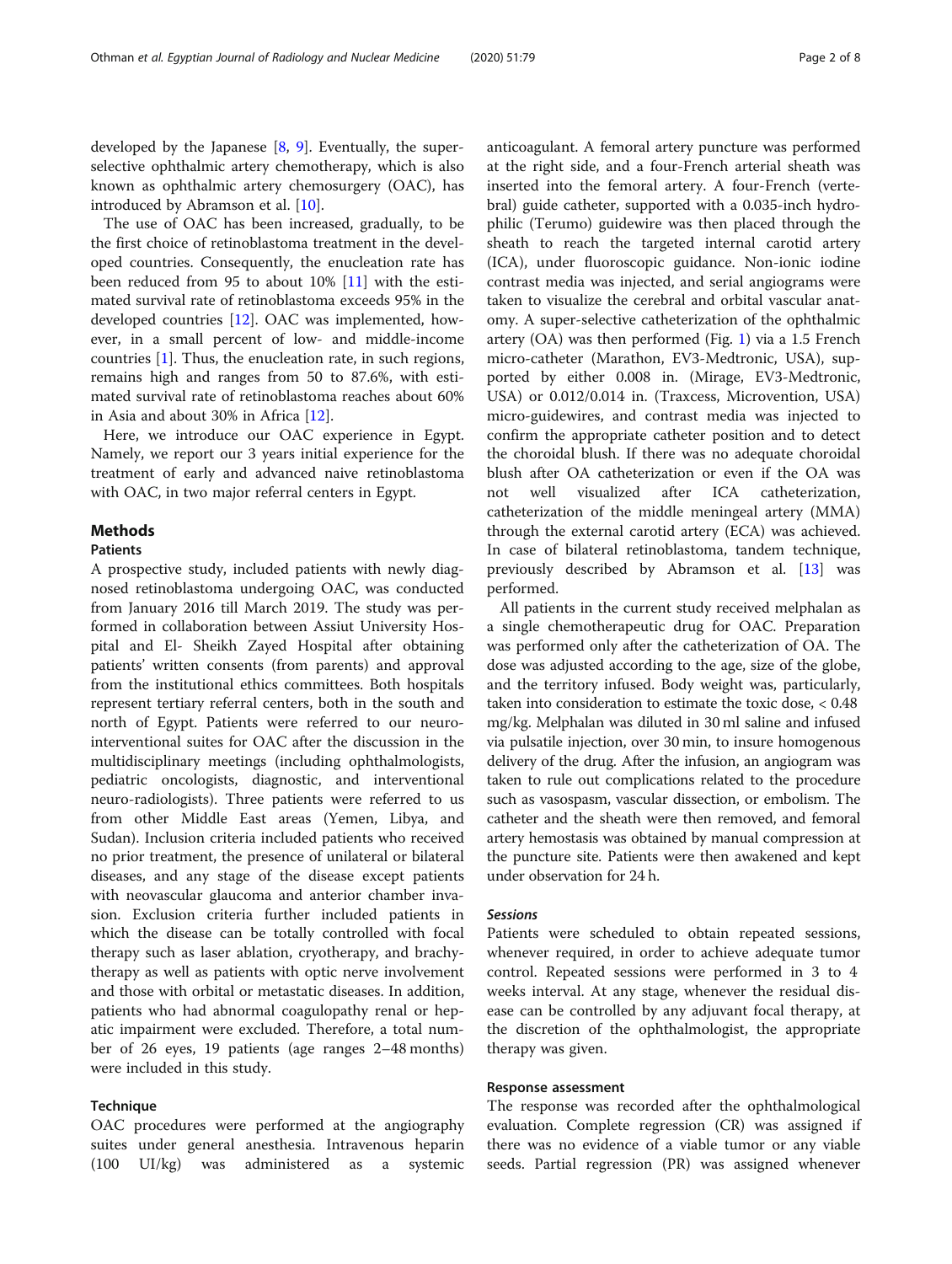developed by the Japanese [8, 9]. Eventually, the super-selective ophthalmic artery chemotherapy, which is also known as ophthalmic artery chemosurgery (OAC), has introduced by Abramson et al. [10].

The use of OAC has been increased, gradually, to be the first choice of retinoblastoma treatment in the developed countries. Consequently, the enucleation rate has been reduced from 95 to about 10% [11] with the estimated survival rate of retinoblastoma exceeds 95% in the developed countries [12]. OAC was implemented, however, in a small percent of low- and middle-income countries [1]. Thus, the enucleation rate, in such regions, remains high and ranges from 50 to 87.6%, with estimated survival rate of retinoblastoma reaches about 60% in Asia and about 30% in Africa [12].

Here, we introduce our OAC experience in Egypt. Namely, we report our 3 years initial experience for the treatment of early and advanced naive retinoblastoma with OAC, in two major referral centers in Egypt.

## Methods

### Patients

A prospective study, included patients with newly diagnosed retinoblastoma undergoing OAC, was conducted from January 2016 till March 2019. The study was performed in collaboration between Assiut University Hospital and El- Sheikh Zayed Hospital after obtaining patients' written consents (from parents) and approval from the institutional ethics committees. Both hospitals represent tertiary referral centers, both in the south and north of Egypt. Patients were referred to our neuro-interventional suites for OAC after the discussion in the multidisciplinary meetings (including ophthalmologists, pediatric oncologists, diagnostic, and interventional neuro-radiologists). Three patients were referred to us from other Middle East areas (Yemen, Libya, and Sudan). Inclusion criteria included patients who received no prior treatment, the presence of unilateral or bilateral diseases, and any stage of the disease except patients with neovascular glaucoma and anterior chamber invasion. Exclusion criteria further included patients in which the disease can be totally controlled with focal therapy such as laser ablation, cryotherapy, and brachytherapy as well as patients with optic nerve involvement and those with orbital or metastatic diseases. In addition, patients who had abnormal coagulopathy renal or hepatic impairment were excluded. Therefore, a total number of 26 eyes, 19 patients (age ranges 2–48 months) were included in this study.

### Technique

OAC procedures were performed at the angiography suites under general anesthesia. Intravenous heparin (100 UI/kg) was administered as a systemic anticoagulant. A femoral artery puncture was performed at the right side, and a four-French arterial sheath was inserted into the femoral artery. A four-French (vertebral) guide catheter, supported with a 0.035-inch hydrophilic (Terumo) guidewire was then placed through the sheath to reach the targeted internal carotid artery (ICA), under fluoroscopic guidance. Non-ionic iodine contrast media was injected, and serial angiograms were taken to visualize the cerebral and orbital vascular anatomy. A super-selective catheterization of the ophthalmic artery (OA) was then performed (Fig. 1) via a 1.5 French micro-catheter (Marathon, EV3-Medtronic, USA), supported by either 0.008 in. (Mirage, EV3-Medtronic, USA) or 0.012/0.014 in. (Traxcess, Microvention, USA) micro-guidewires, and contrast media was injected to confirm the appropriate catheter position and to detect the choroidal blush. If there was no adequate choroidal blush after OA catheterization or even if the OA was not well visualized after ICA catheterization, catheterization of the middle meningeal artery (MMA) through the external carotid artery (ECA) was achieved. In case of bilateral retinoblastoma, tandem technique, previously described by Abramson et al. [13] was performed.

All patients in the current study received melphalan as a single chemotherapeutic drug for OAC. Preparation was performed only after the catheterization of OA. The dose was adjusted according to the age, size of the globe, and the territory infused. Body weight was, particularly, taken into consideration to estimate the toxic dose, < 0.48 mg/kg. Melphalan was diluted in 30 ml saline and infused via pulsatile injection, over 30 min, to insure homogenous delivery of the drug. After the infusion, an angiogram was taken to rule out complications related to the procedure such as vasospasm, vascular dissection, or embolism. The catheter and the sheath were then removed, and femoral artery hemostasis was obtained by manual compression at the puncture site. Patients were then awakened and kept under observation for 24 h.

#### *Sessions*

Patients were scheduled to obtain repeated sessions, whenever required, in order to achieve adequate tumor control. Repeated sessions were performed in 3 to 4 weeks interval. At any stage, whenever the residual disease can be controlled by any adjuvant focal therapy, at the discretion of the ophthalmologist, the appropriate therapy was given.

### Response assessment

The response was recorded after the ophthalmological evaluation. Complete regression (CR) was assigned if there was no evidence of a viable tumor or any viable seeds. Partial regression (PR) was assigned whenever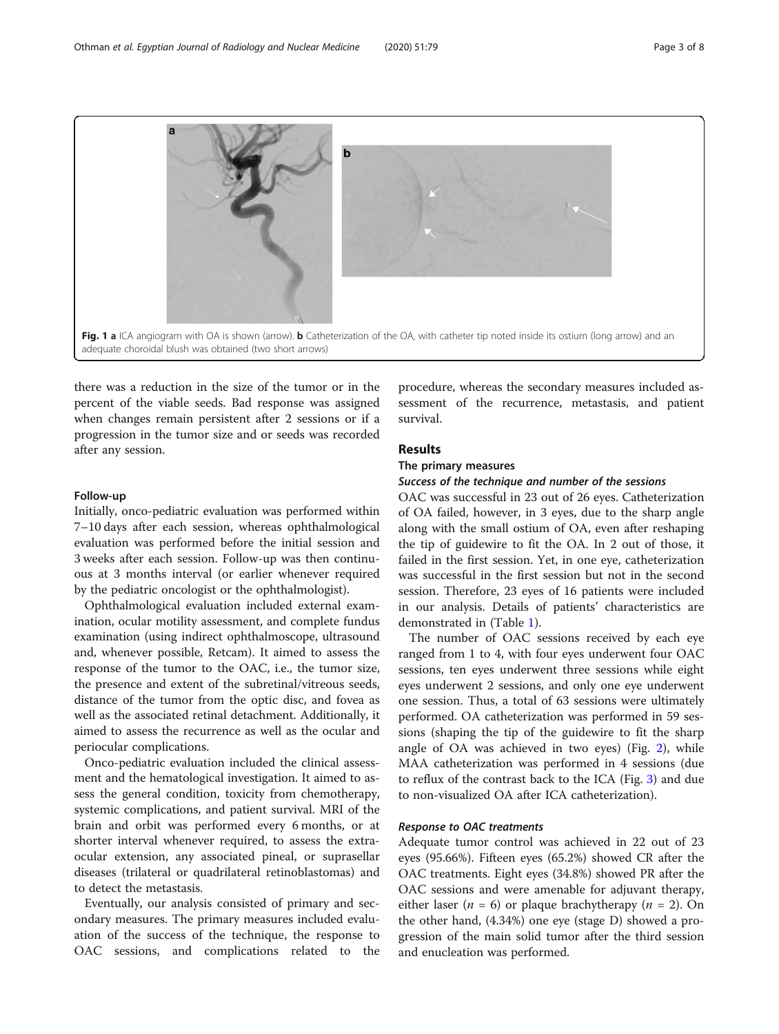**Fig. 1 a** ICA angiogram with OA is shown (arrow). **b** Catheterization of the OA, with catheter tip noted inside its ostium (long arrow) and an adequate choroidal blush was obtained (two short arrows)

there was a reduction in the size of the tumor or in the percent of the viable seeds. Bad response was assigned when changes remain persistent after 2 sessions or if a progression in the tumor size and or seeds was recorded after any session.

#### Follow-up

Initially, onco-pediatric evaluation was performed within 7–10 days after each session, whereas ophthalmological evaluation was performed before the initial session and 3 weeks after each session. Follow-up was then continuous at 3 months interval (or earlier whenever required by the pediatric oncologist or the ophthalmologist).

Ophthalmological evaluation included external examination, ocular motility assessment, and complete fundus examination (using indirect ophthalmoscope, ultrasound and, whenever possible, Retcam). It aimed to assess the response of the tumor to the OAC, i.e., the tumor size, the presence and extent of the subretinal/vitreous seeds, distance of the tumor from the optic disc, and fovea as well as the associated retinal detachment. Additionally, it aimed to assess the recurrence as well as the ocular and periocular complications.

Onco-pediatric evaluation included the clinical assessment and the hematological investigation. It aimed to assess the general condition, toxicity from chemotherapy, systemic complications, and patient survival. MRI of the brain and orbit was performed every 6 months, or at shorter interval whenever required, to assess the extra-ocular extension, any associated pineal, or suprasellar diseases (trilateral or quadrilateral retinoblastomas) and to detect the metastasis.

Eventually, our analysis consisted of primary and secondary measures. The primary measures included evaluation of the success of the technique, the response to OAC sessions, and complications related to the procedure, whereas the secondary measures included assessment of the recurrence, metastasis, and patient survival.

## Results

### The primary measures

#### *Success of the technique and number of the sessions*

OAC was successful in 23 out of 26 eyes. Catheterization of OA failed, however, in 3 eyes, due to the sharp angle along with the small ostium of OA, even after reshaping the tip of guidewire to fit the OA. In 2 out of those, it failed in the first session. Yet, in one eye, catheterization was successful in the first session but not in the second session. Therefore, 23 eyes of 16 patients were included in our analysis. Details of patients' characteristics are demonstrated in (Table 1).

The number of OAC sessions received by each eye ranged from 1 to 4, with four eyes underwent four OAC sessions, ten eyes underwent three sessions while eight eyes underwent 2 sessions, and only one eye underwent one session. Thus, a total of 63 sessions were ultimately performed. OA catheterization was performed in 59 sessions (shaping the tip of the guidewire to fit the sharp angle of OA was achieved in two eyes) (Fig. 2), while MAA catheterization was performed in 4 sessions (due to reflux of the contrast back to the ICA (Fig. 3) and due to non-visualized OA after ICA catheterization).

#### *Response to OAC treatments*

Adequate tumor control was achieved in 22 out of 23 eyes (95.66%). Fifteen eyes (65.2%) showed CR after the OAC treatments. Eight eyes (34.8%) showed PR after the OAC sessions and were amenable for adjuvant therapy, either laser ($n = 6$) or plaque brachytherapy ($n = 2$). On the other hand, (4.34%) one eye (stage D) showed a progression of the main solid tumor after the third session and enucleation was performed.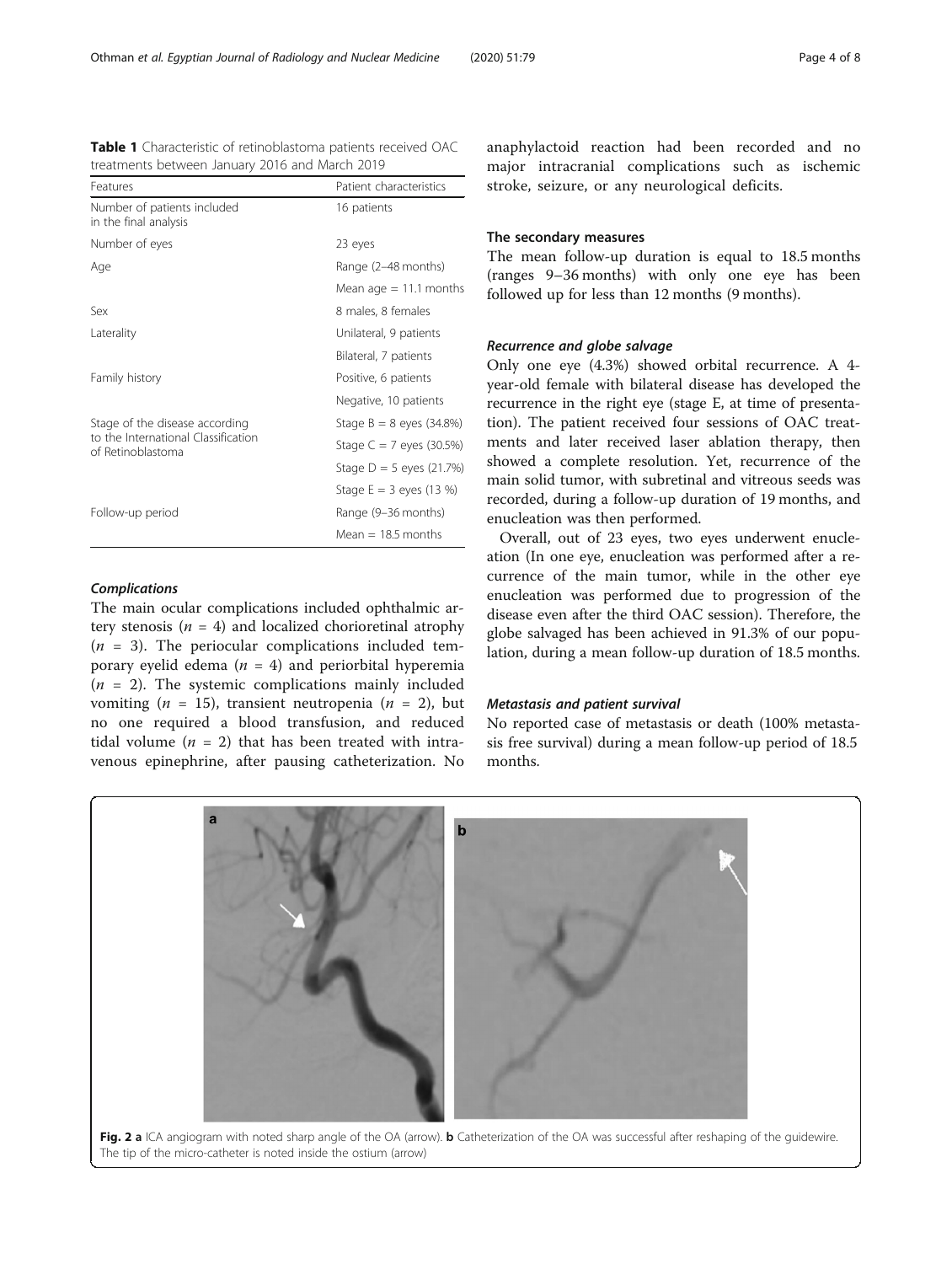**Table 1** Characteristic of retinoblastoma patients received OAC treatments between January 2016 and March 2019

| Features | Patient characteristics |
| --- | --- |
| Number of patients included in the final analysis | 16 patients |
| Number of eyes | 23 eyes |
| Age | Range (2–48 months) |
| | Mean age = 11.1 months |
| Sex | 8 males, 8 females |
| Laterality | Unilateral, 9 patients |
| | Bilateral, 7 patients |
| Family history | Positive, 6 patients |
| | Negative, 10 patients |
| Stage of the disease according to the International Classification of Retinoblastoma | Stage B = 8 eyes (34.8%) |
| | Stage C = 7 eyes (30.5%) |
| | Stage D = 5 eyes (21.7%) |
| | Stage E = 3 eyes (13 %) |
| Follow-up period | Range (9–36 months) |
| | Mean = 18.5 months |

#### *Complications*

The main ocular complications included ophthalmic artery stenosis ($n$ = 4) and localized chorioretinal atrophy ($n$ = 3). The periocular complications included temporary eyelid edema ($n$ = 4) and periorbital hyperemia ($n$ = 2). The systemic complications mainly included vomiting ($n$ = 15), transient neutropenia ($n$ = 2), but no one required a blood transfusion, and reduced tidal volume ($n$ = 2) that has been treated with intravenous epinephrine, after pausing catheterization. No anaphylactoid reaction had been recorded and no major intracranial complications such as ischemic stroke, seizure, or any neurological deficits.

### The secondary measures

The mean follow-up duration is equal to 18.5 months (ranges 9–36 months) with only one eye has been followed up for less than 12 months (9 months).

#### *Recurrence and globe salvage*

Only one eye (4.3%) showed orbital recurrence. A 4-year-old female with bilateral disease has developed the recurrence in the right eye (stage E, at time of presentation). The patient received four sessions of OAC treatments and later received laser ablation therapy, then showed a complete resolution. Yet, recurrence of the main solid tumor, with subretinal and vitreous seeds was recorded, during a follow-up duration of 19 months, and enucleation was then performed.

Overall, out of 23 eyes, two eyes underwent enucleation (In one eye, enucleation was performed after a recurrence of the main tumor, while in the other eye enucleation was performed due to progression of the disease even after the third OAC session). Therefore, the globe salvaged has been achieved in 91.3% of our population, during a mean follow-up duration of 18.5 months.

#### *Metastasis and patient survival*

No reported case of metastasis or death (100% metastasis free survival) during a mean follow-up period of 18.5 months.

**Fig. 2 a** ICA angiogram with noted sharp angle of the OA (arrow). **b** Catheterization of the OA was successful after reshaping of the guidewire. The tip of the micro-catheter is noted inside the ostium (arrow)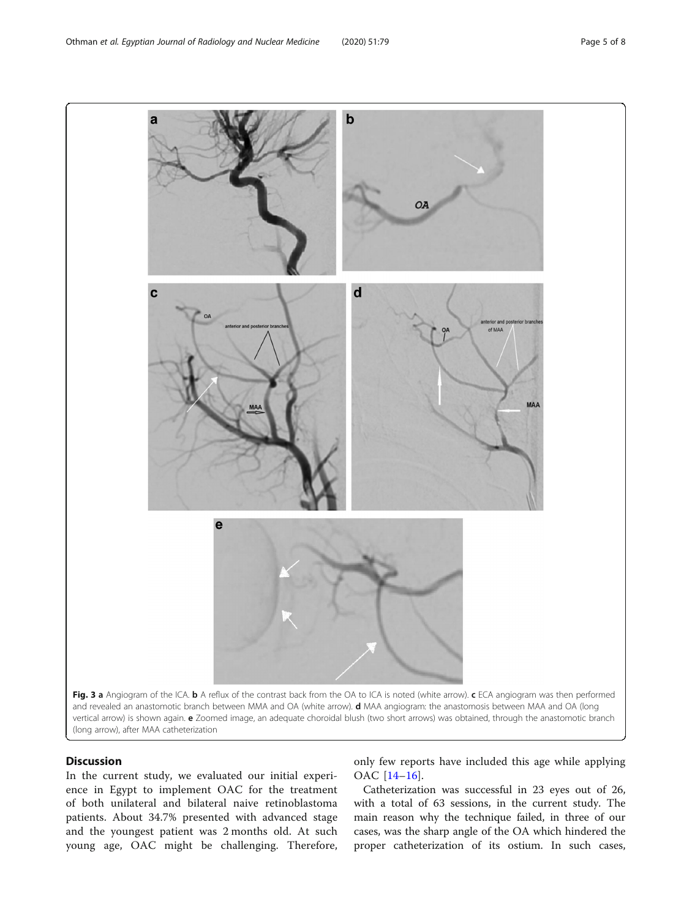**Fig. 3** **a** Angiogram of the ICA. **b** A reflux of the contrast back from the OA to ICA is noted (white arrow). **c** ECA angiogram was then performed and revealed an anastomotic branch between MMA and OA (white arrow). **d** MAA angiogram: the anastomosis between MAA and OA (long vertical arrow) is shown again. **e** Zoomed image, an adequate choroidal blush (two short arrows) was obtained, through the anastomotic branch (long arrow), after MAA catheterization

## Discussion

In the current study, we evaluated our initial experience in Egypt to implement OAC for the treatment of both unilateral and bilateral naive retinoblastoma patients. About 34.7% presented with advanced stage and the youngest patient was 2 months old. At such young age, OAC might be challenging. Therefore, only few reports have included this age while applying OAC [14–16].

Catheterization was successful in 23 eyes out of 26, with a total of 63 sessions, in the current study. The main reason why the technique failed, in three of our cases, was the sharp angle of the OA which hindered the proper catheterization of its ostium. In such cases,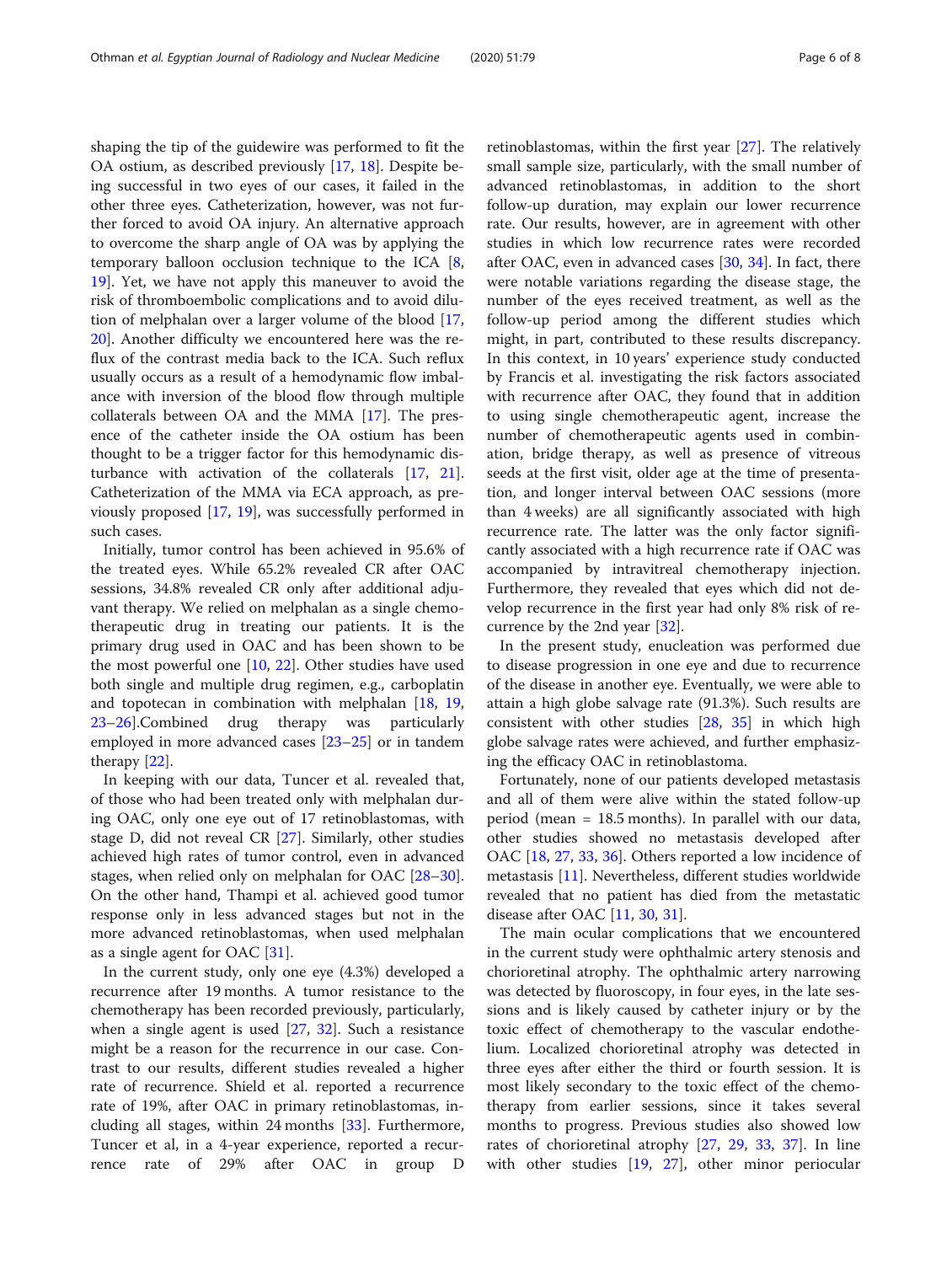shaping the tip of the guidewire was performed to fit the OA ostium, as described previously [17, 18]. Despite being successful in two eyes of our cases, it failed in the other three eyes. Catheterization, however, was not further forced to avoid OA injury. An alternative approach to overcome the sharp angle of OA was by applying the temporary balloon occlusion technique to the ICA [8, 19]. Yet, we have not apply this maneuver to avoid the risk of thromboembolic complications and to avoid dilution of melphalan over a larger volume of the blood [17, 20]. Another difficulty we encountered here was the reflux of the contrast media back to the ICA. Such reflux usually occurs as a result of a hemodynamic flow imbalance with inversion of the blood flow through multiple collaterals between OA and the MMA [17]. The presence of the catheter inside the OA ostium has been thought to be a trigger factor for this hemodynamic disturbance with activation of the collaterals [17, 21]. Catheterization of the MMA via ECA approach, as previously proposed [17, 19], was successfully performed in such cases.

Initially, tumor control has been achieved in 95.6% of the treated eyes. While 65.2% revealed CR after OAC sessions, 34.8% revealed CR only after additional adjuvant therapy. We relied on melphalan as a single chemotherapeutic drug in treating our patients. It is the primary drug used in OAC and has been shown to be the most powerful one [10, 22]. Other studies have used both single and multiple drug regimen, e.g., carboplatin and topotecan in combination with melphalan [18, 19, 23–26].Combined drug therapy was particularly employed in more advanced cases [23–25] or in tandem therapy [22].

In keeping with our data, Tuncer et al. revealed that, of those who had been treated only with melphalan during OAC, only one eye out of 17 retinoblastomas, with stage D, did not reveal CR [27]. Similarly, other studies achieved high rates of tumor control, even in advanced stages, when relied only on melphalan for OAC [28–30]. On the other hand, Thampi et al. achieved good tumor response only in less advanced stages but not in the more advanced retinoblastomas, when used melphalan as a single agent for OAC [31].

In the current study, only one eye (4.3%) developed a recurrence after 19 months. A tumor resistance to the chemotherapy has been recorded previously, particularly, when a single agent is used [27, 32]. Such a resistance might be a reason for the recurrence in our case. Contrast to our results, different studies revealed a higher rate of recurrence. Shield et al. reported a recurrence rate of 19%, after OAC in primary retinoblastomas, including all stages, within 24 months [33]. Furthermore, Tuncer et al, in a 4-year experience, reported a recurrence rate of 29% after OAC in group D retinoblastomas, within the first year [27]. The relatively small sample size, particularly, with the small number of advanced retinoblastomas, in addition to the short follow-up duration, may explain our lower recurrence rate. Our results, however, are in agreement with other studies in which low recurrence rates were recorded after OAC, even in advanced cases [30, 34]. In fact, there were notable variations regarding the disease stage, the number of the eyes received treatment, as well as the follow-up period among the different studies which might, in part, contributed to these results discrepancy. In this context, in 10 years' experience study conducted by Francis et al. investigating the risk factors associated with recurrence after OAC, they found that in addition to using single chemotherapeutic agent, increase the number of chemotherapeutic agents used in combination, bridge therapy, as well as presence of vitreous seeds at the first visit, older age at the time of presentation, and longer interval between OAC sessions (more than 4 weeks) are all significantly associated with high recurrence rate. The latter was the only factor significantly associated with a high recurrence rate if OAC was accompanied by intravitreal chemotherapy injection. Furthermore, they revealed that eyes which did not develop recurrence in the first year had only 8% risk of recurrence by the 2nd year [32].

In the present study, enucleation was performed due to disease progression in one eye and due to recurrence of the disease in another eye. Eventually, we were able to attain a high globe salvage rate (91.3%). Such results are consistent with other studies [28, 35] in which high globe salvage rates were achieved, and further emphasizing the efficacy OAC in retinoblastoma.

Fortunately, none of our patients developed metastasis and all of them were alive within the stated follow-up period (mean = 18.5 months). In parallel with our data, other studies showed no metastasis developed after OAC [18, 27, 33, 36]. Others reported a low incidence of metastasis [11]. Nevertheless, different studies worldwide revealed that no patient has died from the metastatic disease after OAC [11, 30, 31].

The main ocular complications that we encountered in the current study were ophthalmic artery stenosis and chorioretinal atrophy. The ophthalmic artery narrowing was detected by fluoroscopy, in four eyes, in the late sessions and is likely caused by catheter injury or by the toxic effect of chemotherapy to the vascular endothelium. Localized chorioretinal atrophy was detected in three eyes after either the third or fourth session. It is most likely secondary to the toxic effect of the chemotherapy from earlier sessions, since it takes several months to progress. Previous studies also showed low rates of chorioretinal atrophy [27, 29, 33, 37]. In line with other studies [19, 27], other minor periocular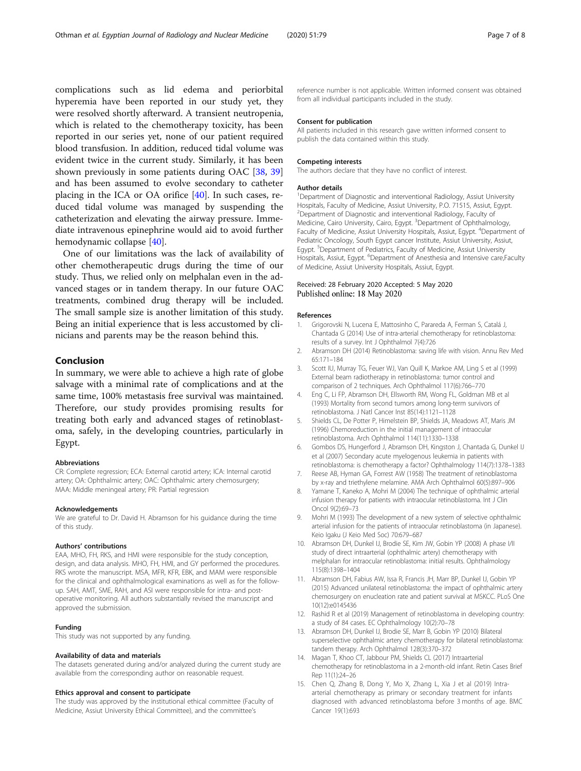complications such as lid edema and periorbital hyperemia have been reported in our study yet, they were resolved shortly afterward. A transient neutropenia, which is related to the chemotherapy toxicity, has been reported in our series yet, none of our patient required blood transfusion. In addition, reduced tidal volume was evident twice in the current study. Similarly, it has been shown previously in some patients during OAC [38, 39] and has been assumed to evolve secondary to catheter placing in the ICA or OA orifice [40]. In such cases, reduced tidal volume was managed by suspending the catheterization and elevating the airway pressure. Immediate intravenous epinephrine would aid to avoid further hemodynamic collapse [40].

One of our limitations was the lack of availability of other chemotherapeutic drugs during the time of our study. Thus, we relied only on melphalan even in the advanced stages or in tandem therapy. In our future OAC treatments, combined drug therapy will be included. The small sample size is another limitation of this study. Being an initial experience that is less accustomed by clinicians and parents may be the reason behind this.

## Conclusion

In summary, we were able to achieve a high rate of globe salvage with a minimal rate of complications and at the same time, 100% metastasis free survival was maintained. Therefore, our study provides promising results for treating both early and advanced stages of retinoblastoma, safely, in the developing countries, particularly in Egypt.

#### Abbreviations

CR: Complete regression; ECA: External carotid artery; ICA: Internal carotid artery; OA: Ophthalmic artery; OAC: Ophthalmic artery chemosurgery; MAA: Middle meningeal artery; PR: Partial regression

#### Acknowledgements

We are grateful to Dr. David H. Abramson for his guidance during the time of this study.

#### Authors' contributions

EAA, MHO, FH, RKS, and HMI were responsible for the study conception, design, and data analysis. MHO, FH, HMI, and GY performed the procedures. RKS wrote the manuscript. MSA, MFR, KFR, EBK, and MAM were responsible for the clinical and ophthalmological examinations as well as for the follow-up. SAH, AMT, SME, RAH, and ASI were responsible for intra- and post-operative monitoring. All authors substantially revised the manuscript and approved the submission.

#### Funding

This study was not supported by any funding.

#### Availability of data and materials

The datasets generated during and/or analyzed during the current study are available from the corresponding author on reasonable request.

#### Ethics approval and consent to participate

The study was approved by the institutional ethical committee (Faculty of Medicine, Assiut University Ethical Committee), and the committee's reference number is not applicable. Written informed consent was obtained from all individual participants included in the study.

#### Consent for publication

All patients included in this research gave written informed consent to publish the data contained within this study.

#### Competing interests

The authors declare that they have no conflict of interest.

#### Author details

[1]Department of Diagnostic and interventional Radiology, Assiut University Hospitals, Faculty of Medicine, Assiut University, P.O. 71515, Assiut, Egypt. [2]Department of Diagnostic and interventional Radiology, Faculty of Medicine, Cairo University, Cairo, Egypt. [3]Department of Ophthalmology, Faculty of Medicine, Assiut University Hospitals, Assiut, Egypt. [4]Department of Pediatric Oncology, South Egypt cancer Institute, Assiut University, Assiut, Egypt. [5]Department of Pediatrics, Faculty of Medicine, Assiut University Hospitals, Assiut, Egypt. [6]Department of Anesthesia and Intensive care,Faculty of Medicine, Assiut University Hospitals, Assiut, Egypt.

Received: 28 February 2020 Accepted: 5 May 2020
Published online: 18 May 2020

#### References

1. Grigorovski N, Lucena E, Mattosinho C, Parareda A, Ferman S, Catalá J, Chantada G (2014) Use of intra-arterial chemotherapy for retinoblastoma: results of a survey. Int J Ophthalmol 7(4):726
2. Abramson DH (2014) Retinoblastoma: saving life with vision. Annu Rev Med 65:171–184
3. Scott IU, Murray TG, Feuer WJ, Van Quill K, Markoe AM, Ling S et al (1999) External beam radiotherapy in retinoblastoma: tumor control and comparison of 2 techniques. Arch Ophthalmol 117(6):766–770
4. Eng C, Li FP, Abramson DH, Ellsworth RM, Wong FL, Goldman MB et al (1993) Mortality from second tumors among long-term survivors of retinoblastoma. J Natl Cancer Inst 85(14):1121–1128
5. Shields CL, De Potter P, Himelstein BP, Shields JA, Meadows AT, Maris JM (1996) Chemoreduction in the initial management of intraocular retinoblastoma. Arch Ophthalmol 114(11):1330–1338
6. Gombos DS, Hungerford J, Abramson DH, Kingston J, Chantada G, Dunkel IJ et al (2007) Secondary acute myelogenous leukemia in patients with retinoblastoma: is chemotherapy a factor? Ophthalmology 114(7):1378–1383
7. Reese AB, Hyman GA, Forrest AW (1958) The treatment of retinoblastoma by x-ray and triethylene melamine. AMA Arch Ophthalmol 60(5):897–906
8. Yamane T, Kaneko A, Mohri M (2004) The technique of ophthalmic arterial infusion therapy for patients with intraocular retinoblastoma. Int J Clin Oncol 9(2):69–73
9. Mohri M (1993) The development of a new system of selective ophthalmic arterial infusion for the patients of intraocular retinoblastoma (in Japanese). Keio Igaku (J Keio Med Soc) 70:679–687
10. Abramson DH, Dunkel IJ, Brodie SE, Kim JW, Gobin YP (2008) A phase I/II study of direct intraarterial (ophthalmic artery) chemotherapy with melphalan for intraocular retinoblastoma: initial results. Ophthalmology 115(8):1398–1404
11. Abramson DH, Fabius AW, Issa R, Francis JH, Marr BP, Dunkel IJ, Gobin YP (2015) Advanced unilateral retinoblastoma: the impact of ophthalmic artery chemosurgery on enucleation rate and patient survival at MSKCC. PLoS One 10(12):e0145436
12. Rashid R et al (2019) Management of retinoblastoma in developing country: a study of 84 cases. EC Ophthalmology 10(2):70–78
13. Abramson DH, Dunkel IJ, Brodie SE, Marr B, Gobin YP (2010) Bilateral superselective ophthalmic artery chemotherapy for bilateral retinoblastoma: tandem therapy. Arch Ophthalmol 128(3):370–372
14. Magan T, Khoo CT, Jabbour PM, Shields CL (2017) Intraarterial chemotherapy for retinoblastoma in a 2-month-old infant. Retin Cases Brief Rep 11(1):24–26
15. Chen Q, Zhang B, Dong Y, Mo X, Zhang L, Xia J et al (2019) Intra-arterial chemotherapy as primary or secondary treatment for infants diagnosed with advanced retinoblastoma before 3 months of age. BMC Cancer 19(1):693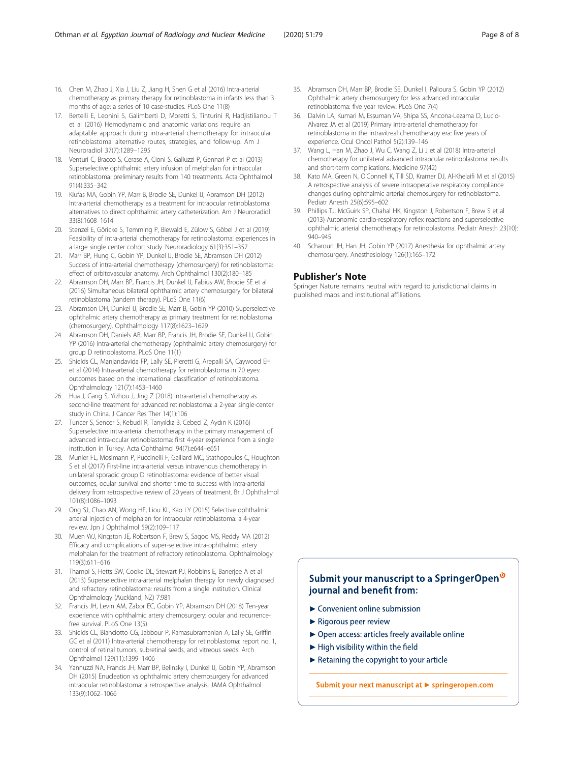16. Chen M, Zhao J, Xia J, Liu Z, Jiang H, Shen G et al (2016) Intra-arterial chemotherapy as primary therapy for retinoblastoma in infants less than 3 months of age: a series of 10 case-studies. PLoS One 11(8)
17. Bertelli E, Leonini S, Galimberti D, Moretti S, Tinturini R, Hadjistilianou T et al (2016) Hemodynamic and anatomic variations require an adaptable approach during intra-arterial chemotherapy for intraocular retinoblastoma: alternative routes, strategies, and follow-up. Am J Neuroradiol 37(7):1289–1295
18. Venturi C, Bracco S, Cerase A, Cioni S, Galluzzi P, Gennari P et al (2013) Superselective ophthalmic artery infusion of melphalan for intraocular retinoblastoma: preliminary results from 140 treatments. Acta Ophthalmol 91(4):335–342
19. Klufas MA, Gobin YP, Marr B, Brodie SE, Dunkel IJ, Abramson DH (2012) Intra-arterial chemotherapy as a treatment for intraocular retinoblastoma: alternatives to direct ophthalmic artery catheterization. Am J Neuroradiol 33(8):1608–1614
20. Stenzel E, Göricke S, Temming P, Biewald E, Zülow S, Göbel J et al (2019) Feasibility of intra-arterial chemotherapy for retinoblastoma: experiences in a large single center cohort study. Neuroradiology 61(3):351–357
21. Marr BP, Hung C, Gobin YP, Dunkel IJ, Brodie SE, Abramson DH (2012) Success of intra-arterial chemotherapy (chemosurgery) for retinoblastoma: effect of orbitovascular anatomy. Arch Ophthalmol 130(2):180–185
22. Abramson DH, Marr BP, Francis JH, Dunkel IJ, Fabius AW, Brodie SE et al (2016) Simultaneous bilateral ophthalmic artery chemosurgery for bilateral retinoblastoma (tandem therapy). PLoS One 11(6)
23. Abramson DH, Dunkel IJ, Brodie SE, Marr B, Gobin YP (2010) Superselective ophthalmic artery chemotherapy as primary treatment for retinoblastoma (chemosurgery). Ophthalmology 117(8):1623–1629
24. Abramson DH, Daniels AB, Marr BP, Francis JH, Brodie SE, Dunkel IJ, Gobin YP (2016) Intra-arterial chemotherapy (ophthalmic artery chemosurgery) for group D retinoblastoma. PLoS One 11(1)
25. Shields CL, Manjandavida FP, Lally SE, Pieretti G, Arepalli SA, Caywood EH et al (2014) Intra-arterial chemotherapy for retinoblastoma in 70 eyes: outcomes based on the international classification of retinoblastoma. Ophthalmology 121(7):1453–1460
26. Hua J, Gang S, Yizhou J, Jing Z (2018) Intra-arterial chemotherapy as second-line treatment for advanced retinoblastoma: a 2-year single-center study in China. J Cancer Res Ther 14(1):106
27. Tuncer S, Sencer S, Kebudi R, Tanyıldız B, Cebeci Z, Aydın K (2016) Superselective intra-arterial chemotherapy in the primary management of advanced intra-ocular retinoblastoma: first 4-year experience from a single institution in Turkey. Acta Ophthalmol 94(7):e644–e651
28. Munier FL, Mosimann P, Puccinelli F, Gaillard MC, Stathopoulos C, Houghton S et al (2017) First-line intra-arterial versus intravenous chemotherapy in unilateral sporadic group D retinoblastoma: evidence of better visual outcomes, ocular survival and shorter time to success with intra-arterial delivery from retrospective review of 20 years of treatment. Br J Ophthalmol 101(8):1086–1093
29. Ong SJ, Chao AN, Wong HF, Liou KL, Kao LY (2015) Selective ophthalmic arterial injection of melphalan for intraocular retinoblastoma: a 4-year review. Jpn J Ophthalmol 59(2):109–117
30. Muen WJ, Kingston JE, Robertson F, Brew S, Sagoo MS, Reddy MA (2012) Efficacy and complications of super-selective intra-ophthalmic artery melphalan for the treatment of refractory retinoblastoma. Ophthalmology 119(3):611–616
31. Thampi S, Hetts SW, Cooke DL, Stewart PJ, Robbins E, Banerjee A et al (2013) Superselective intra-arterial melphalan therapy for newly diagnosed and refractory retinoblastoma: results from a single institution. Clinical Ophthalmology (Auckland, NZ) 7:981
32. Francis JH, Levin AM, Zabor EC, Gobin YP, Abramson DH (2018) Ten-year experience with ophthalmic artery chemosurgery: ocular and recurrence-free survival. PLoS One 13(5)
33. Shields CL, Bianciotto CG, Jabbour P, Ramasubramanian A, Lally SE, Griffin GC et al (2011) Intra-arterial chemotherapy for retinoblastoma: report no. 1, control of retinal tumors, subretinal seeds, and vitreous seeds. Arch Ophthalmol 129(11):1399–1406
34. Yannuzzi NA, Francis JH, Marr BP, Belinsky I, Dunkel IJ, Gobin YP, Abramson DH (2015) Enucleation vs ophthalmic artery chemosurgery for advanced intraocular retinoblastoma: a retrospective analysis. JAMA Ophthalmol 133(9):1062–1066
35. Abramson DH, Marr BP, Brodie SE, Dunkel I, Palioura S, Gobin YP (2012) Ophthalmic artery chemosurgery for less advanced intraocular retinoblastoma: five year review. PLoS One 7(4)
36. Dalvin LA, Kumari M, Essuman VA, Shipa SS, Ancona-Lezama D, Lucio-Alvarez JA et al (2019) Primary intra-arterial chemotherapy for retinoblastoma in the intravitreal chemotherapy era: five years of experience. Ocul Oncol Pathol 5(2):139–146
37. Wang L, Han M, Zhao J, Wu C, Wang Z, Li J et al (2018) Intra-arterial chemotherapy for unilateral advanced intraocular retinoblastoma: results and short-term complications. Medicine 97(42)
38. Kato MA, Green N, O'Connell K, Till SD, Kramer DJ, Al-Khelaifi M et al (2015) A retrospective analysis of severe intraoperative respiratory compliance changes during ophthalmic arterial chemosurgery for retinoblastoma. Pediatr Anesth 25(6):595–602
39. Phillips TJ, McGuirk SP, Chahal HK, Kingston J, Robertson F, Brew S et al (2013) Autonomic cardio-respiratory reflex reactions and superselective ophthalmic arterial chemotherapy for retinoblastoma. Pediatr Anesth 23(10): 940–945
40. Scharoun JH, Han JH, Gobin YP (2017) Anesthesia for ophthalmic artery chemosurgery. Anesthesiology 126(1):165–172

## Publisher's Note

Springer Nature remains neutral with regard to jurisdictional claims in published maps and institutional affiliations.